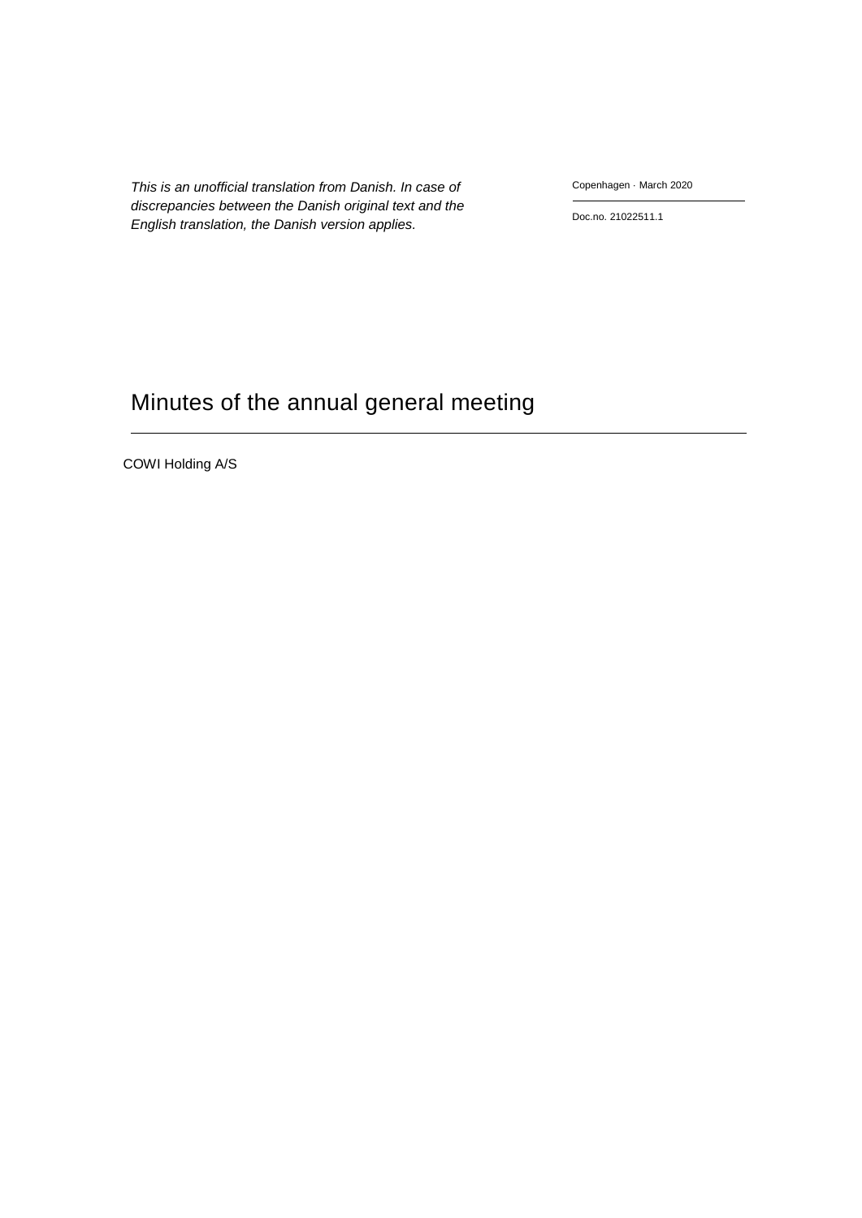*This is an unofficial translation from Danish. In case of discrepancies between the Danish original text and the English translation, the Danish version applies.*

Copenhagen · March 2020

Doc.no. 21022511.1

# Minutes of the annual general meeting

COWI Holding A/S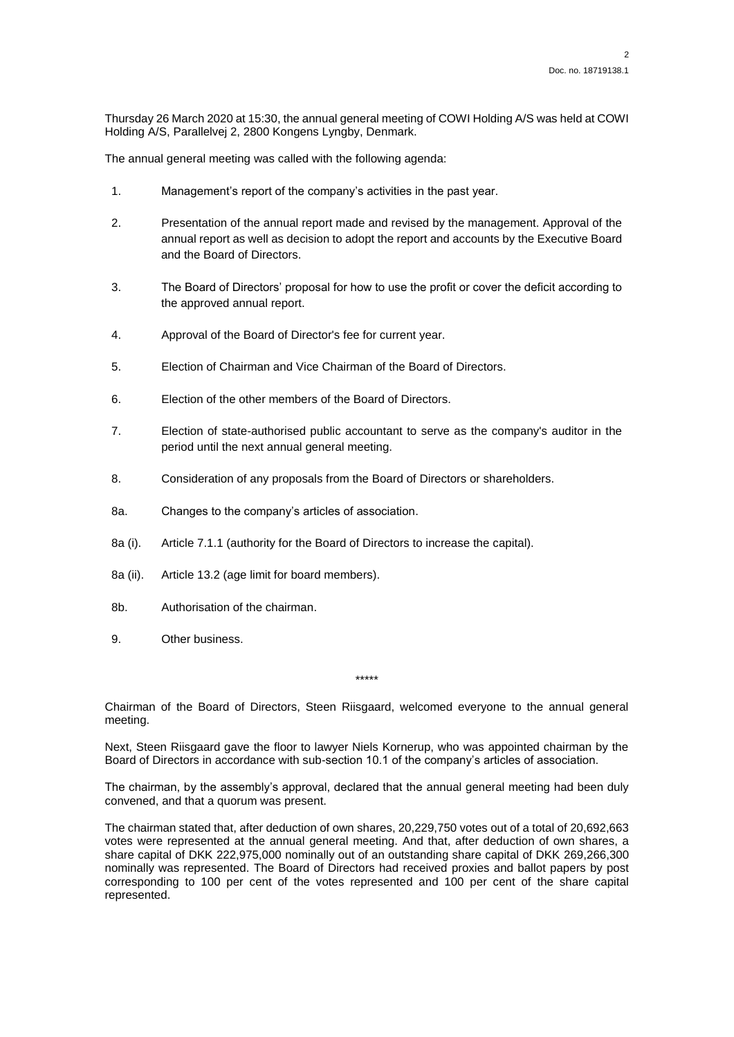Thursday 26 March 2020 at 15:30, the annual general meeting of COWI Holding A/S was held at COWI Holding A/S, Parallelvej 2, 2800 Kongens Lyngby, Denmark.

The annual general meeting was called with the following agenda:

1. Management's report of the company's activities in the past year.

2. Presentation of the annual report made and revised by the management. Approval of the annual report as well as decision to adopt the report and accounts by the Executive Board and the Board of Directors.

3. The Board of Directors' proposal for how to use the profit or cover the deficit according to the approved annual report.

4. Approval of the Board of Director's fee for current year.

5. Election of Chairman and Vice Chairman of the Board of Directors.

6. Election of the other members of the Board of Directors.

7. Election of state-authorised public accountant to serve as the company's auditor in the period until the next annual general meeting.

8. Consideration of any proposals from the Board of Directors or shareholders.

8a. Changes to the company's articles of association.

8a (i). Article 7.1.1 (authority for the Board of Directors to increase the capital).

8a (ii). Article 13.2 (age limit for board members).

8b. Authorisation of the chairman.

9. Other business.

\*\*\*\*\*

Chairman of the Board of Directors, Steen Riisgaard, welcomed everyone to the annual general meeting.

Next, Steen Riisgaard gave the floor to lawyer Niels Kornerup, who was appointed chairman by the Board of Directors in accordance with sub-section 10.1 of the company's articles of association.

The chairman, by the assembly's approval, declared that the annual general meeting had been duly convened, and that a quorum was present.

The chairman stated that, after deduction of own shares, 20,229,750 votes out of a total of 20,692,663 votes were represented at the annual general meeting. And that, after deduction of own shares, a share capital of DKK 222,975,000 nominally out of an outstanding share capital of DKK 269,266,300 nominally was represented. The Board of Directors had received proxies and ballot papers by post corresponding to 100 per cent of the votes represented and 100 per cent of the share capital represented.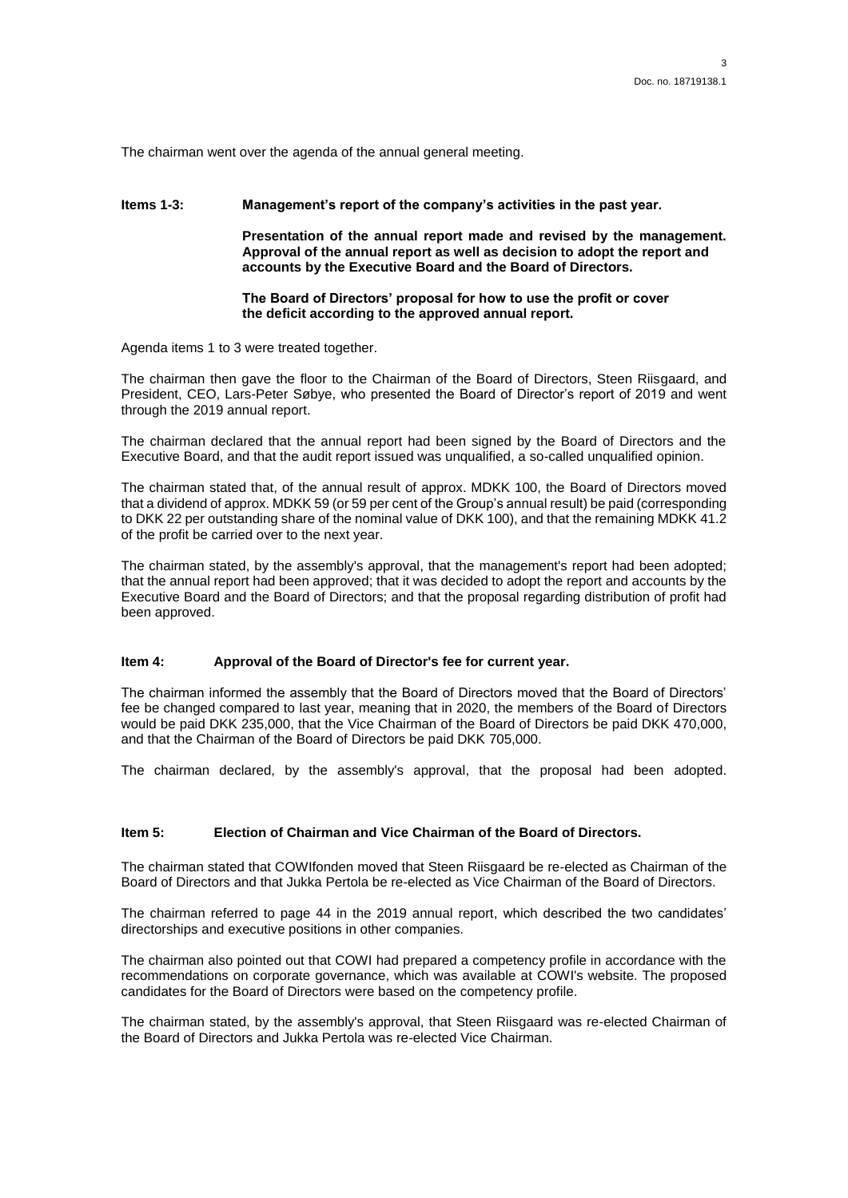The chairman went over the agenda of the annual general meeting.

**Items 1-3: Management's report of the company's activities in the past year.**

**Presentation of the annual report made and revised by the management. Approval of the annual report as well as decision to adopt the report and accounts by the Executive Board and the Board of Directors.**

**The Board of Directors' proposal for how to use the profit or cover the deficit according to the approved annual report.**

Agenda items 1 to 3 were treated together.

The chairman then gave the floor to the Chairman of the Board of Directors, Steen Riisgaard, and President, CEO, Lars-Peter Søbye, who presented the Board of Director's report of 2019 and went through the 2019 annual report.

The chairman declared that the annual report had been signed by the Board of Directors and the Executive Board, and that the audit report issued was unqualified, a so-called unqualified opinion.

The chairman stated that, of the annual result of approx. MDKK 100, the Board of Directors moved that a dividend of approx. MDKK 59 (or 59 per cent of the Group's annual result) be paid (corresponding to DKK 22 per outstanding share of the nominal value of DKK 100), and that the remaining MDKK 41.2 of the profit be carried over to the next year.

The chairman stated, by the assembly's approval, that the management's report had been adopted; that the annual report had been approved; that it was decided to adopt the report and accounts by the Executive Board and the Board of Directors; and that the proposal regarding distribution of profit had been approved.

**Item 4: Approval of the Board of Director's fee for current year.**

The chairman informed the assembly that the Board of Directors moved that the Board of Directors' fee be changed compared to last year, meaning that in 2020, the members of the Board of Directors would be paid DKK 235,000, that the Vice Chairman of the Board of Directors be paid DKK 470,000, and that the Chairman of the Board of Directors be paid DKK 705,000.

The chairman declared, by the assembly's approval, that the proposal had been adopted.

**Item 5: Election of Chairman and Vice Chairman of the Board of Directors.**

The chairman stated that COWIfonden moved that Steen Riisgaard be re-elected as Chairman of the Board of Directors and that Jukka Pertola be re-elected as Vice Chairman of the Board of Directors.

The chairman referred to page 44 in the 2019 annual report, which described the two candidates' directorships and executive positions in other companies.

The chairman also pointed out that COWI had prepared a competency profile in accordance with the recommendations on corporate governance, which was available at COWI's website. The proposed candidates for the Board of Directors were based on the competency profile.

The chairman stated, by the assembly's approval, that Steen Riisgaard was re-elected Chairman of the Board of Directors and Jukka Pertola was re-elected Vice Chairman.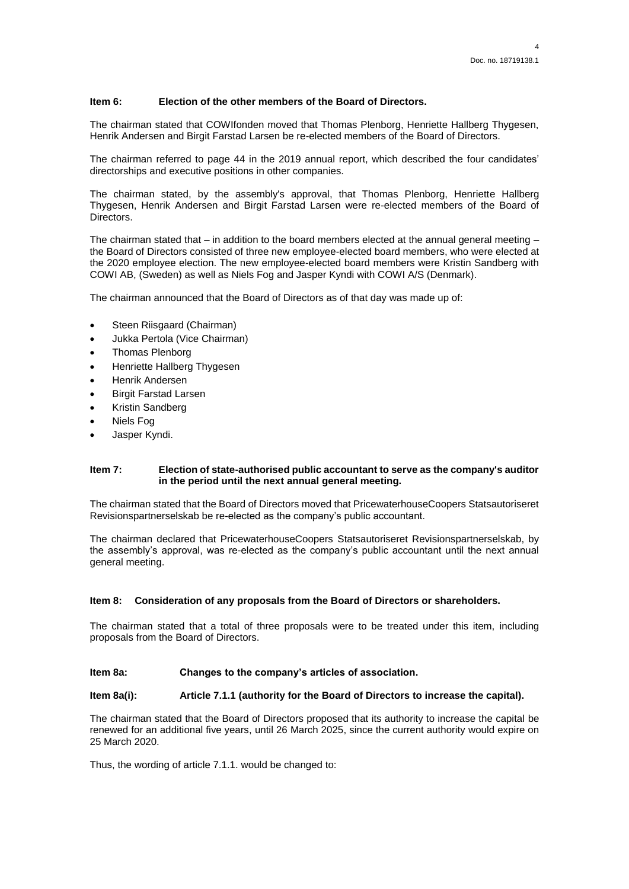**Item 6: Election of the other members of the Board of Directors.**

The chairman stated that COWIfonden moved that Thomas Plenborg, Henriette Hallberg Thygesen, Henrik Andersen and Birgit Farstad Larsen be re-elected members of the Board of Directors.

The chairman referred to page 44 in the 2019 annual report, which described the four candidates' directorships and executive positions in other companies.

The chairman stated, by the assembly's approval, that Thomas Plenborg, Henriette Hallberg Thygesen, Henrik Andersen and Birgit Farstad Larsen were re-elected members of the Board of Directors.

The chairman stated that – in addition to the board members elected at the annual general meeting – the Board of Directors consisted of three new employee-elected board members, who were elected at the 2020 employee election. The new employee-elected board members were Kristin Sandberg with COWI AB, (Sweden) as well as Niels Fog and Jasper Kyndi with COWI A/S (Denmark).

The chairman announced that the Board of Directors as of that day was made up of:

- Steen Riisgaard (Chairman)
- Jukka Pertola (Vice Chairman)
- Thomas Plenborg
- Henriette Hallberg Thygesen
- Henrik Andersen
- Birgit Farstad Larsen
- Kristin Sandberg
- Niels Fog
- Jasper Kyndi.

**Item 7: Election of state-authorised public accountant to serve as the company's auditor in the period until the next annual general meeting.**

The chairman stated that the Board of Directors moved that PricewaterhouseCoopers Statsautoriseret Revisionspartnerselskab be re-elected as the company's public accountant.

The chairman declared that PricewaterhouseCoopers Statsautoriseret Revisionspartnerselskab, by the assembly's approval, was re-elected as the company's public accountant until the next annual general meeting.

**Item 8: Consideration of any proposals from the Board of Directors or shareholders.**

The chairman stated that a total of three proposals were to be treated under this item, including proposals from the Board of Directors.

**Item 8a: Changes to the company's articles of association.**

**Item 8a(i): Article 7.1.1 (authority for the Board of Directors to increase the capital).**

The chairman stated that the Board of Directors proposed that its authority to increase the capital be renewed for an additional five years, until 26 March 2025, since the current authority would expire on 25 March 2020.

Thus, the wording of article 7.1.1. would be changed to: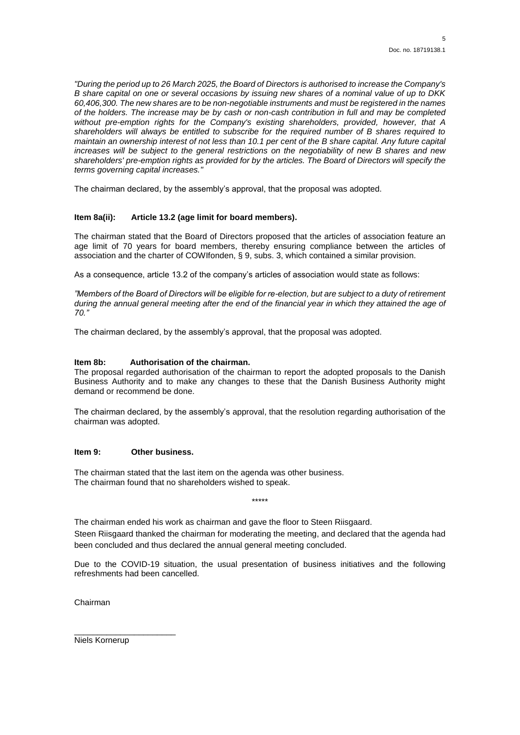*"During the period up to 26 March 2025, the Board of Directors is authorised to increase the Company's B share capital on one or several occasions by issuing new shares of a nominal value of up to DKK 60,406,300. The new shares are to be non-negotiable instruments and must be registered in the names of the holders. The increase may be by cash or non-cash contribution in full and may be completed without pre-emption rights for the Company's existing shareholders, provided, however, that A shareholders will always be entitled to subscribe for the required number of B shares required to maintain an ownership interest of not less than 10.1 per cent of the B share capital. Any future capital increases will be subject to the general restrictions on the negotiability of new B shares and new shareholders' pre-emption rights as provided for by the articles. The Board of Directors will specify the terms governing capital increases."*

The chairman declared, by the assembly's approval, that the proposal was adopted.

**Item 8a(ii): Article 13.2 (age limit for board members).**

The chairman stated that the Board of Directors proposed that the articles of association feature an age limit of 70 years for board members, thereby ensuring compliance between the articles of association and the charter of COWIfonden, § 9, subs. 3, which contained a similar provision.

As a consequence, article 13.2 of the company's articles of association would state as follows:

*"Members of the Board of Directors will be eligible for re-election, but are subject to a duty of retirement during the annual general meeting after the end of the financial year in which they attained the age of 70."*

The chairman declared, by the assembly's approval, that the proposal was adopted.

**Item 8b: Authorisation of the chairman.**

The proposal regarded authorisation of the chairman to report the adopted proposals to the Danish Business Authority and to make any changes to these that the Danish Business Authority might demand or recommend be done.

The chairman declared, by the assembly's approval, that the resolution regarding authorisation of the chairman was adopted.

**Item 9: Other business.**

The chairman stated that the last item on the agenda was other business.
The chairman found that no shareholders wished to speak.

\*\*\*\*\*

The chairman ended his work as chairman and gave the floor to Steen Riisgaard.

Steen Riisgaard thanked the chairman for moderating the meeting, and declared that the agenda had been concluded and thus declared the annual general meeting concluded.

Due to the COVID-19 situation, the usual presentation of business initiatives and the following refreshments had been cancelled.

Chairman

\_\_\_\_\_\_\_\_\_\_\_\_\_\_\_\_\_\_\_\_\_\_

Niels Kornerup